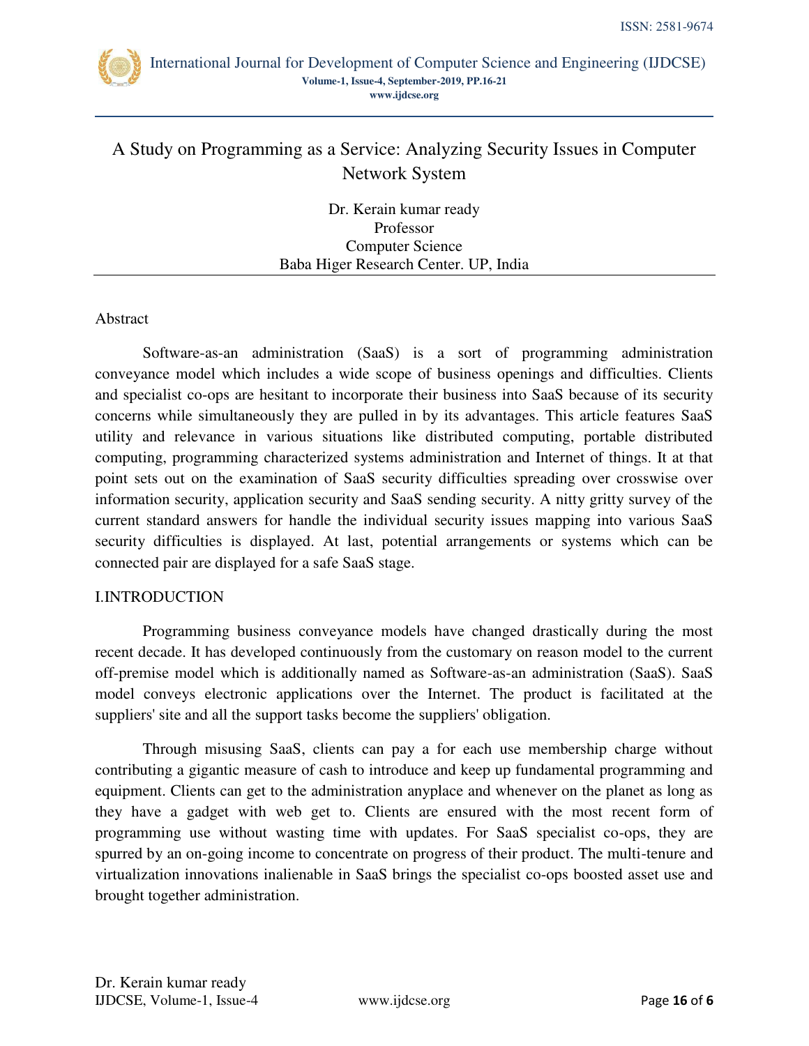# A Study on Programming as a Service: Analyzing Security Issues in Computer Network System

Dr. Kerain kumar ready
Professor
Computer Science
Baba Higer Research Center. UP, India

## Abstract

Software-as-an administration (SaaS) is a sort of programming administration conveyance model which includes a wide scope of business openings and difficulties. Clients and specialist co-ops are hesitant to incorporate their business into SaaS because of its security concerns while simultaneously they are pulled in by its advantages. This article features SaaS utility and relevance in various situations like distributed computing, portable distributed computing, programming characterized systems administration and Internet of things. It at that point sets out on the examination of SaaS security difficulties spreading over crosswise over information security, application security and SaaS sending security. A nitty gritty survey of the current standard answers for handle the individual security issues mapping into various SaaS security difficulties is displayed. At last, potential arrangements or systems which can be connected pair are displayed for a safe SaaS stage.

## I.INTRODUCTION

Programming business conveyance models have changed drastically during the most recent decade. It has developed continuously from the customary on reason model to the current off-premise model which is additionally named as Software-as-an administration (SaaS). SaaS model conveys electronic applications over the Internet. The product is facilitated at the suppliers' site and all the support tasks become the suppliers' obligation.

Through misusing SaaS, clients can pay a for each use membership charge without contributing a gigantic measure of cash to introduce and keep up fundamental programming and equipment. Clients can get to the administration anyplace and whenever on the planet as long as they have a gadget with web get to. Clients are ensured with the most recent form of programming use without wasting time with updates. For SaaS specialist co-ops, they are spurred by an on-going income to concentrate on progress of their product. The multi-tenure and virtualization innovations inalienable in SaaS brings the specialist co-ops boosted asset use and brought together administration.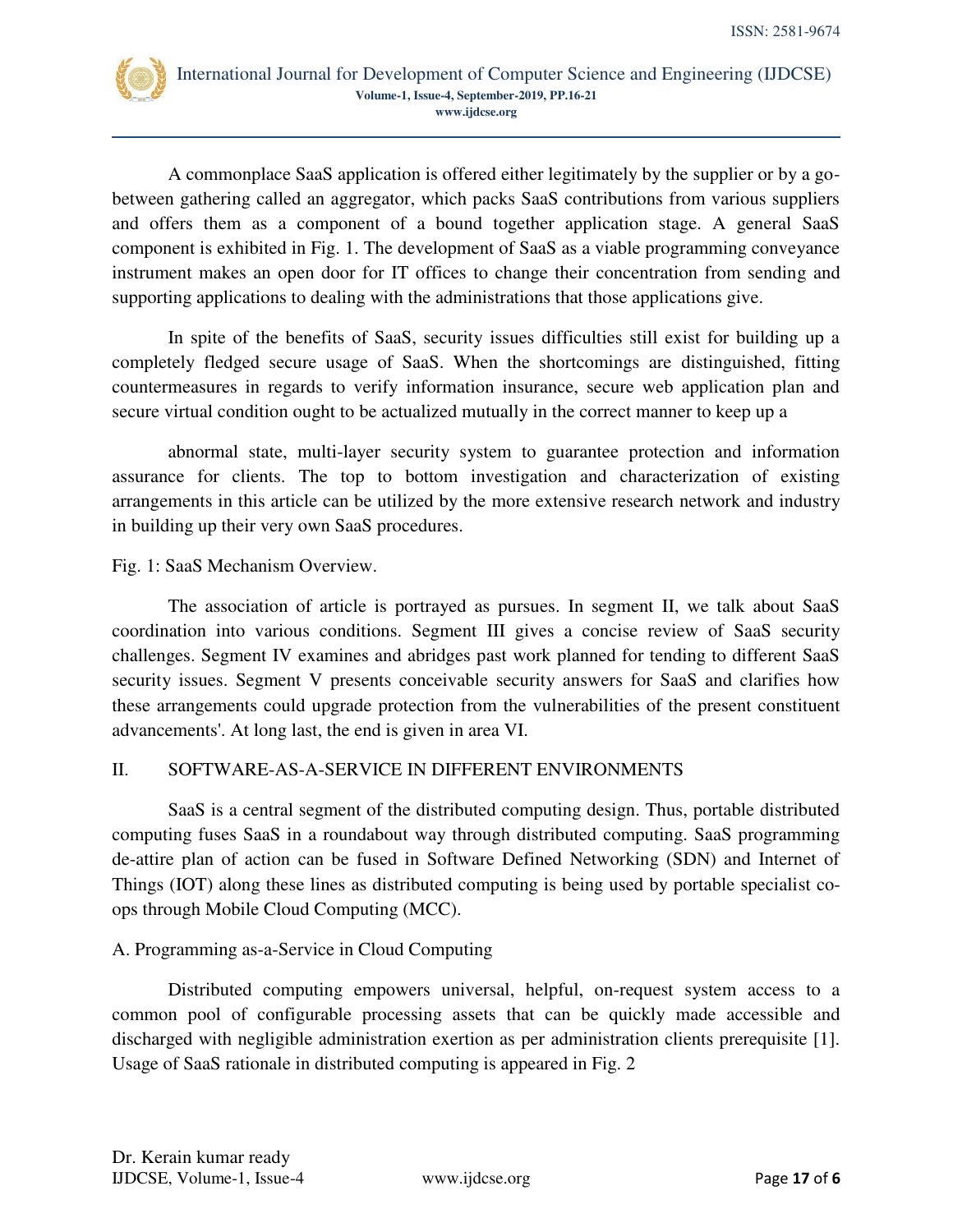A commonplace SaaS application is offered either legitimately by the supplier or by a go-between gathering called an aggregator, which packs SaaS contributions from various suppliers and offers them as a component of a bound together application stage. A general SaaS component is exhibited in Fig. 1. The development of SaaS as a viable programming conveyance instrument makes an open door for IT offices to change their concentration from sending and supporting applications to dealing with the administrations that those applications give.

In spite of the benefits of SaaS, security issues difficulties still exist for building up a completely fledged secure usage of SaaS. When the shortcomings are distinguished, fitting countermeasures in regards to verify information insurance, secure web application plan and secure virtual condition ought to be actualized mutually in the correct manner to keep up a

abnormal state, multi-layer security system to guarantee protection and information assurance for clients. The top to bottom investigation and characterization of existing arrangements in this article can be utilized by the more extensive research network and industry in building up their very own SaaS procedures.

Fig. 1: SaaS Mechanism Overview.

The association of article is portrayed as pursues. In segment II, we talk about SaaS coordination into various conditions. Segment III gives a concise review of SaaS security challenges. Segment IV examines and abridges past work planned for tending to different SaaS security issues. Segment V presents conceivable security answers for SaaS and clarifies how these arrangements could upgrade protection from the vulnerabilities of the present constituent advancements'. At long last, the end is given in area VI.

## II. SOFTWARE-AS-A-SERVICE IN DIFFERENT ENVIRONMENTS

SaaS is a central segment of the distributed computing design. Thus, portable distributed computing fuses SaaS in a roundabout way through distributed computing. SaaS programming de-attire plan of action can be fused in Software Defined Networking (SDN) and Internet of Things (IOT) along these lines as distributed computing is being used by portable specialist co-ops through Mobile Cloud Computing (MCC).

### A. Programming as-a-Service in Cloud Computing

Distributed computing empowers universal, helpful, on-request system access to a common pool of configurable processing assets that can be quickly made accessible and discharged with negligible administration exertion as per administration clients prerequisite [1]. Usage of SaaS rationale in distributed computing is appeared in Fig. 2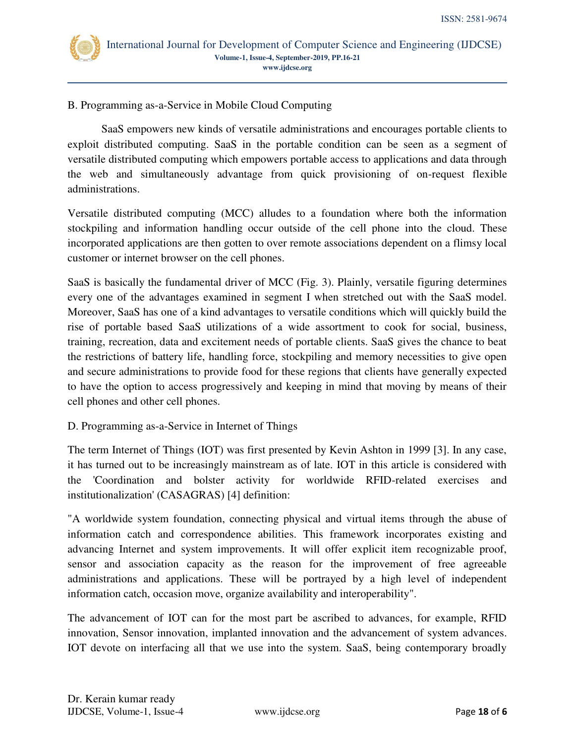### B. Programming as-a-Service in Mobile Cloud Computing

SaaS empowers new kinds of versatile administrations and encourages portable clients to exploit distributed computing. SaaS in the portable condition can be seen as a segment of versatile distributed computing which empowers portable access to applications and data through the web and simultaneously advantage from quick provisioning of on-request flexible administrations.

Versatile distributed computing (MCC) alludes to a foundation where both the information stockpiling and information handling occur outside of the cell phone into the cloud. These incorporated applications are then gotten to over remote associations dependent on a flimsy local customer or internet browser on the cell phones.

SaaS is basically the fundamental driver of MCC (Fig. 3). Plainly, versatile figuring determines every one of the advantages examined in segment I when stretched out with the SaaS model. Moreover, SaaS has one of a kind advantages to versatile conditions which will quickly build the rise of portable based SaaS utilizations of a wide assortment to cook for social, business, training, recreation, data and excitement needs of portable clients. SaaS gives the chance to beat the restrictions of battery life, handling force, stockpiling and memory necessities to give open and secure administrations to provide food for these regions that clients have generally expected to have the option to access progressively and keeping in mind that moving by means of their cell phones and other cell phones.

### D. Programming as-a-Service in Internet of Things

The term Internet of Things (IOT) was first presented by Kevin Ashton in 1999 [3]. In any case, it has turned out to be increasingly mainstream as of late. IOT in this article is considered with the 'Coordination and bolster activity for worldwide RFID-related exercises and institutionalization' (CASAGRAS) [4] definition:

"A worldwide system foundation, connecting physical and virtual items through the abuse of information catch and correspondence abilities. This framework incorporates existing and advancing Internet and system improvements. It will offer explicit item recognizable proof, sensor and association capacity as the reason for the improvement of free agreeable administrations and applications. These will be portrayed by a high level of independent information catch, occasion move, organize availability and interoperability".

The advancement of IOT can for the most part be ascribed to advances, for example, RFID innovation, Sensor innovation, implanted innovation and the advancement of system advances. IOT devote on interfacing all that we use into the system. SaaS, being contemporary broadly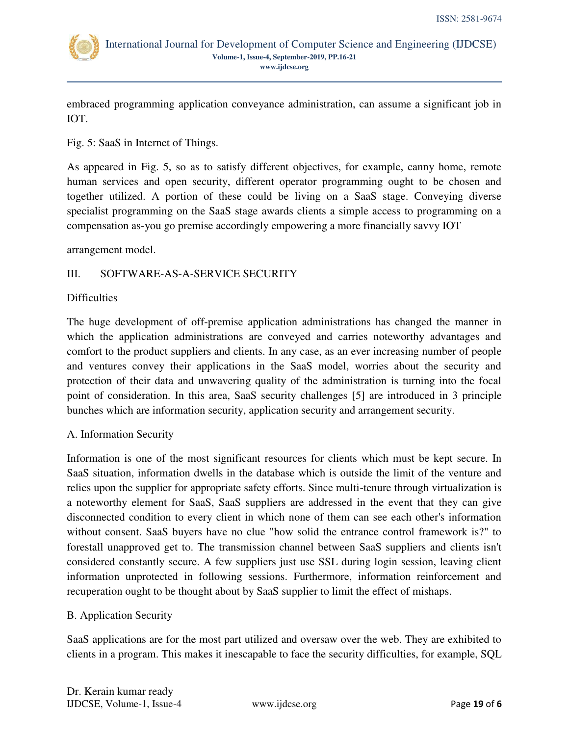embraced programming application conveyance administration, can assume a significant job in IOT.

Fig. 5: SaaS in Internet of Things.

As appeared in Fig. 5, so as to satisfy different objectives, for example, canny home, remote human services and open security, different operator programming ought to be chosen and together utilized. A portion of these could be living on a SaaS stage. Conveying diverse specialist programming on the SaaS stage awards clients a simple access to programming on a compensation as-you go premise accordingly empowering a more financially savvy IOT

arrangement model.

## III. SOFTWARE-AS-A-SERVICE SECURITY

Difficulties

The huge development of off-premise application administrations has changed the manner in which the application administrations are conveyed and carries noteworthy advantages and comfort to the product suppliers and clients. In any case, as an ever increasing number of people and ventures convey their applications in the SaaS model, worries about the security and protection of their data and unwavering quality of the administration is turning into the focal point of consideration. In this area, SaaS security challenges [5] are introduced in 3 principle bunches which are information security, application security and arrangement security.

### A. Information Security

Information is one of the most significant resources for clients which must be kept secure. In SaaS situation, information dwells in the database which is outside the limit of the venture and relies upon the supplier for appropriate safety efforts. Since multi-tenure through virtualization is a noteworthy element for SaaS, SaaS suppliers are addressed in the event that they can give disconnected condition to every client in which none of them can see each other's information without consent. SaaS buyers have no clue "how solid the entrance control framework is?" to forestall unapproved get to. The transmission channel between SaaS suppliers and clients isn't considered constantly secure. A few suppliers just use SSL during login session, leaving client information unprotected in following sessions. Furthermore, information reinforcement and recuperation ought to be thought about by SaaS supplier to limit the effect of mishaps.

### B. Application Security

SaaS applications are for the most part utilized and oversaw over the web. They are exhibited to clients in a program. This makes it inescapable to face the security difficulties, for example, SQL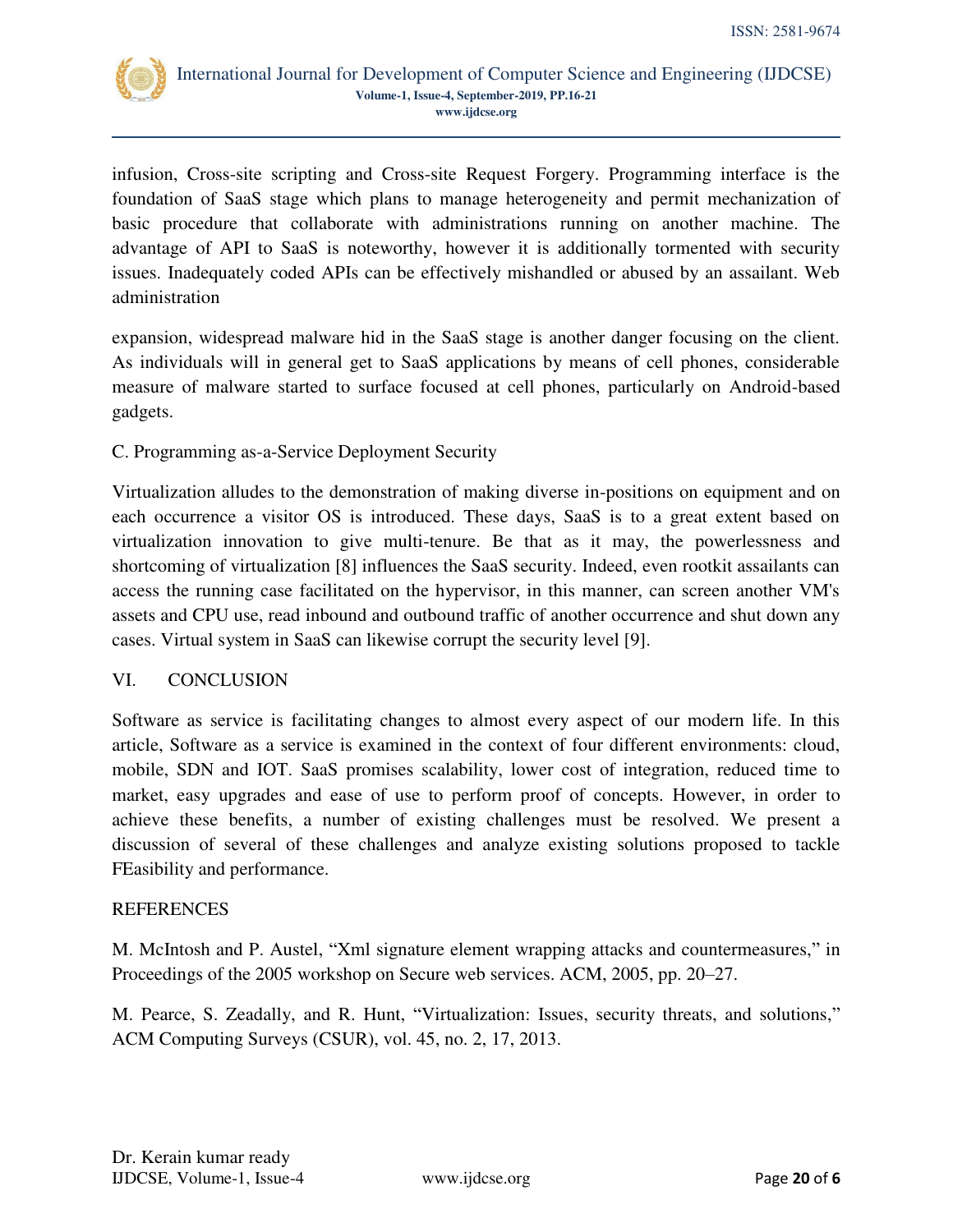infusion, Cross-site scripting and Cross-site Request Forgery. Programming interface is the foundation of SaaS stage which plans to manage heterogeneity and permit mechanization of basic procedure that collaborate with administrations running on another machine. The advantage of API to SaaS is noteworthy, however it is additionally tormented with security issues. Inadequately coded APIs can be effectively mishandled or abused by an assailant. Web administration

expansion, widespread malware hid in the SaaS stage is another danger focusing on the client. As individuals will in general get to SaaS applications by means of cell phones, considerable measure of malware started to surface focused at cell phones, particularly on Android-based gadgets.

### C. Programming as-a-Service Deployment Security

Virtualization alludes to the demonstration of making diverse in-positions on equipment and on each occurrence a visitor OS is introduced. These days, SaaS is to a great extent based on virtualization innovation to give multi-tenure. Be that as it may, the powerlessness and shortcoming of virtualization [8] influences the SaaS security. Indeed, even rootkit assailants can access the running case facilitated on the hypervisor, in this manner, can screen another VM's assets and CPU use, read inbound and outbound traffic of another occurrence and shut down any cases. Virtual system in SaaS can likewise corrupt the security level [9].

## VI. CONCLUSION

Software as service is facilitating changes to almost every aspect of our modern life. In this article, Software as a service is examined in the context of four different environments: cloud, mobile, SDN and IOT. SaaS promises scalability, lower cost of integration, reduced time to market, easy upgrades and ease of use to perform proof of concepts. However, in order to achieve these benefits, a number of existing challenges must be resolved. We present a discussion of several of these challenges and analyze existing solutions proposed to tackle FEasibility and performance.

## REFERENCES

M. McIntosh and P. Austel, "Xml signature element wrapping attacks and countermeasures," in Proceedings of the 2005 workshop on Secure web services. ACM, 2005, pp. 20–27.

M. Pearce, S. Zeadally, and R. Hunt, "Virtualization: Issues, security threats, and solutions," ACM Computing Surveys (CSUR), vol. 45, no. 2, 17, 2013.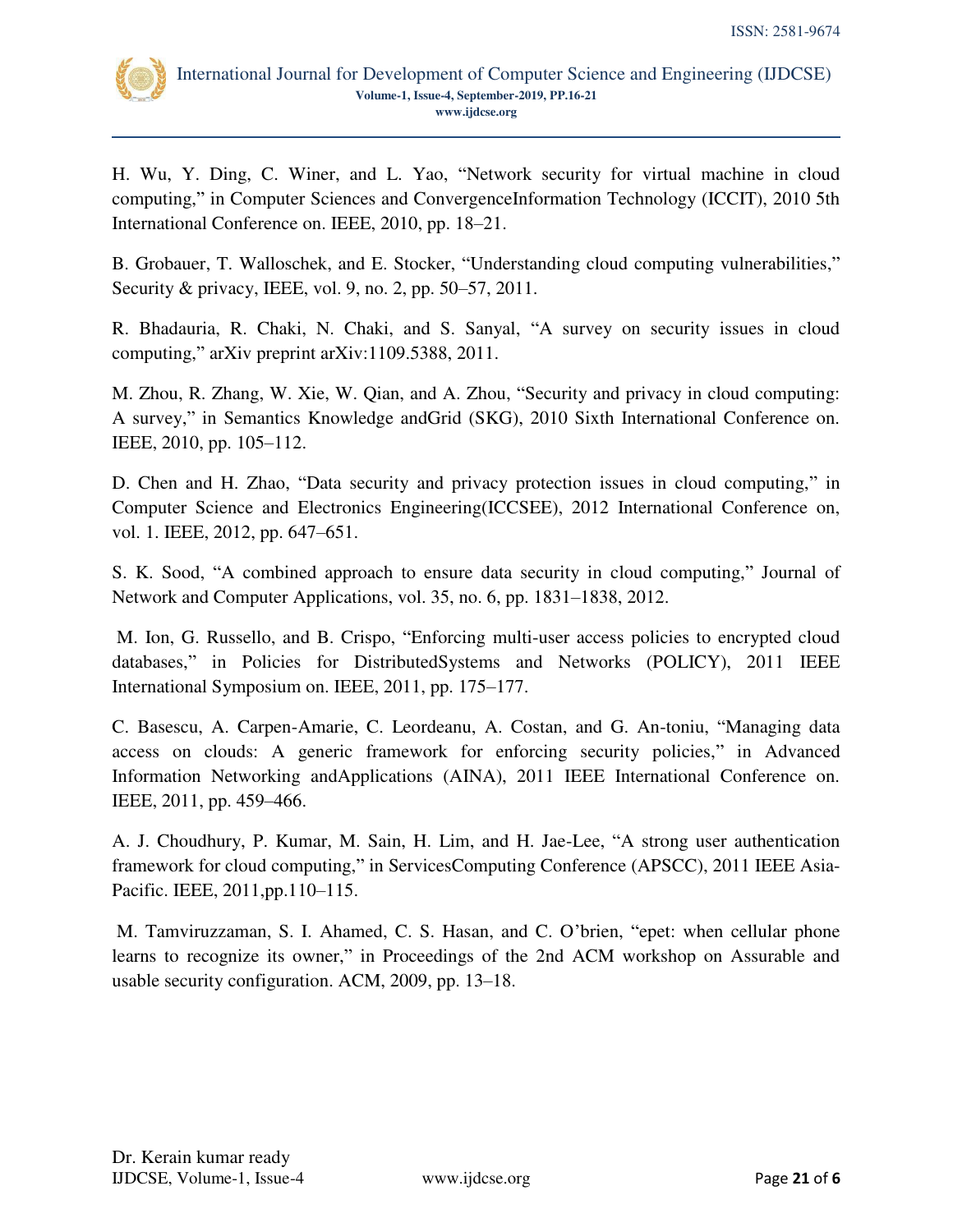H. Wu, Y. Ding, C. Winer, and L. Yao, “Network security for virtual machine in cloud computing,” in Computer Sciences and ConvergenceInformation Technology (ICCIT), 2010 5th International Conference on. IEEE, 2010, pp. 18–21.

B. Grobauer, T. Walloschek, and E. Stocker, “Understanding cloud computing vulnerabilities,” Security & privacy, IEEE, vol. 9, no. 2, pp. 50–57, 2011.

R. Bhadauria, R. Chaki, N. Chaki, and S. Sanyal, “A survey on security issues in cloud computing,” arXiv preprint arXiv:1109.5388, 2011.

M. Zhou, R. Zhang, W. Xie, W. Qian, and A. Zhou, “Security and privacy in cloud computing: A survey,” in Semantics Knowledge andGrid (SKG), 2010 Sixth International Conference on. IEEE, 2010, pp. 105–112.

D. Chen and H. Zhao, “Data security and privacy protection issues in cloud computing,” in Computer Science and Electronics Engineering(ICCSEE), 2012 International Conference on, vol. 1. IEEE, 2012, pp. 647–651.

S. K. Sood, “A combined approach to ensure data security in cloud computing,” Journal of Network and Computer Applications, vol. 35, no. 6, pp. 1831–1838, 2012.

M. Ion, G. Russello, and B. Crispo, “Enforcing multi-user access policies to encrypted cloud databases,” in Policies for DistributedSystems and Networks (POLICY), 2011 IEEE International Symposium on. IEEE, 2011, pp. 175–177.

C. Basescu, A. Carpen-Amarie, C. Leordeanu, A. Costan, and G. An-toniu, “Managing data access on clouds: A generic framework for enforcing security policies,” in Advanced Information Networking andApplications (AINA), 2011 IEEE International Conference on. IEEE, 2011, pp. 459–466.

A. J. Choudhury, P. Kumar, M. Sain, H. Lim, and H. Jae-Lee, “A strong user authentication framework for cloud computing,” in ServicesComputing Conference (APSCC), 2011 IEEE Asia-Pacific. IEEE, 2011,pp.110–115.

M. Tamviruzzaman, S. I. Ahamed, C. S. Hasan, and C. O’brien, “epet: when cellular phone learns to recognize its owner,” in Proceedings of the 2nd ACM workshop on Assurable and usable security configuration. ACM, 2009, pp. 13–18.